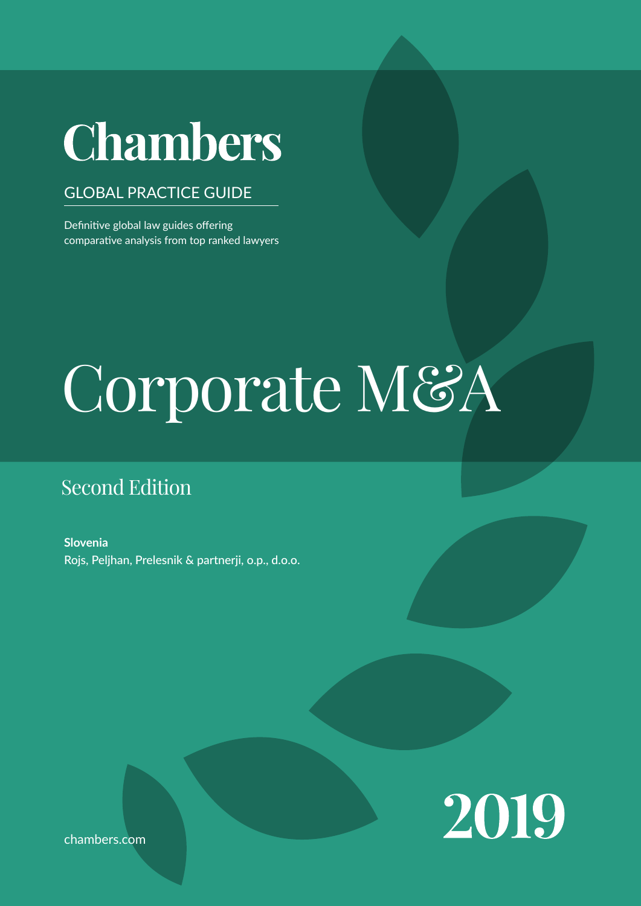# Chambers

GLOBAL PRACTICE GUIDE

Definitive global law guides offering comparative analysis from top ranked lawyers

# Corporate M&A

## Second Edition

**Slovenia**
Rojs, Peljhan, Prelesnik & partnerji, o.p., d.o.o.

chambers.com

2019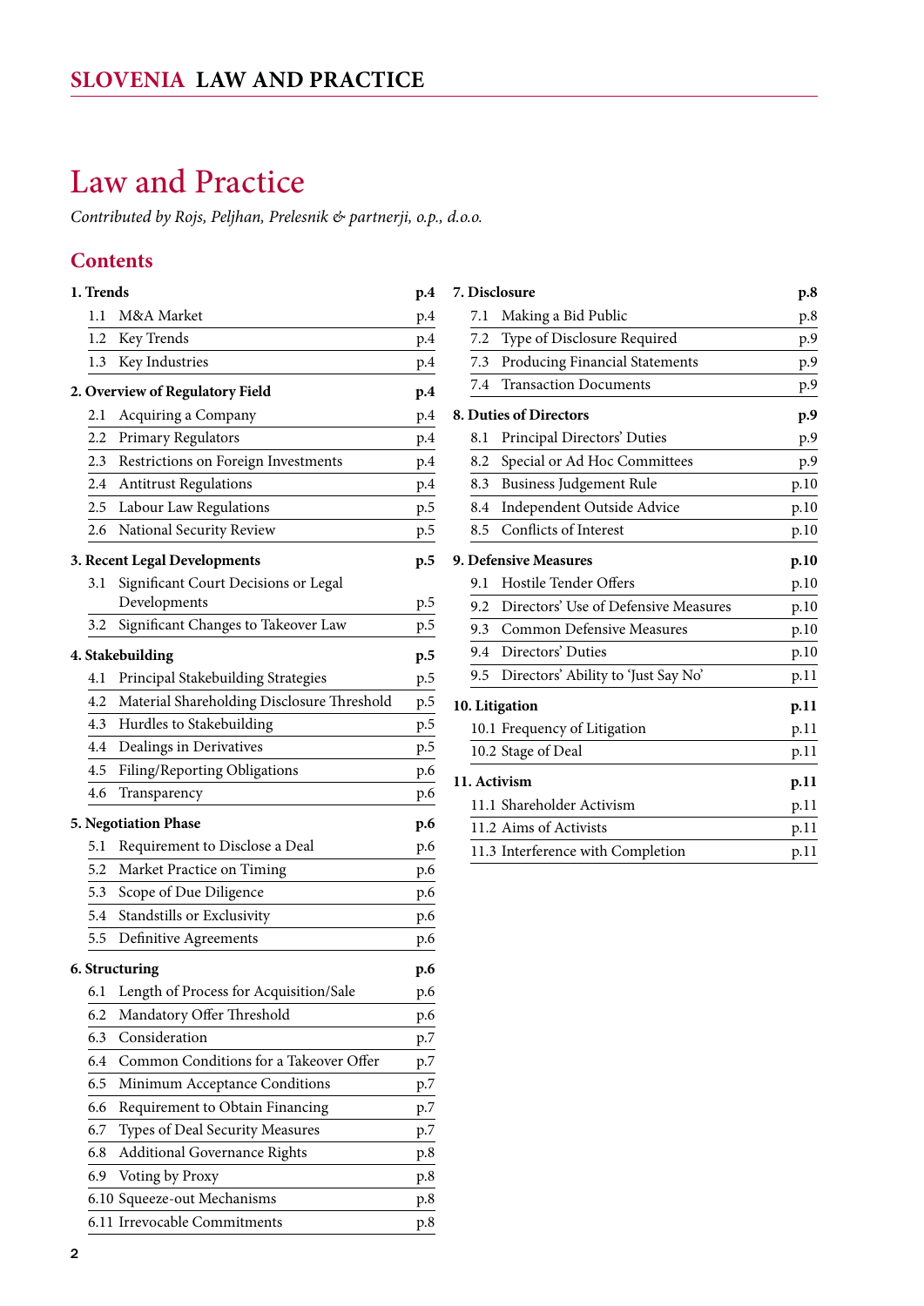# Law and Practice

*Contributed by Rojs, Peljhan, Prelesnik & partnerji, o.p., d.o.o.*

## Contents

**1. Trends p.4**
- 1.1 M&A Market p.4
- 1.2 Key Trends p.4
- 1.3 Key Industries p.4

**2. Overview of Regulatory Field p.4**
- 2.1 Acquiring a Company p.4
- 2.2 Primary Regulators p.4
- 2.3 Restrictions on Foreign Investments p.4
- 2.4 Antitrust Regulations p.4
- 2.5 Labour Law Regulations p.5
- 2.6 National Security Review p.5

**3. Recent Legal Developments p.5**
- 3.1 Significant Court Decisions or Legal Developments p.5
- 3.2 Significant Changes to Takeover Law p.5

**4. Stakebuilding p.5**
- 4.1 Principal Stakebuilding Strategies p.5
- 4.2 Material Shareholding Disclosure Threshold p.5
- 4.3 Hurdles to Stakebuilding p.5
- 4.4 Dealings in Derivatives p.5
- 4.5 Filing/Reporting Obligations p.6
- 4.6 Transparency p.6

**5. Negotiation Phase p.6**
- 5.1 Requirement to Disclose a Deal p.6
- 5.2 Market Practice on Timing p.6
- 5.3 Scope of Due Diligence p.6
- 5.4 Standstills or Exclusivity p.6
- 5.5 Definitive Agreements p.6

**6. Structuring p.6**
- 6.1 Length of Process for Acquisition/Sale p.6
- 6.2 Mandatory Offer Threshold p.6
- 6.3 Consideration p.7
- 6.4 Common Conditions for a Takeover Offer p.7
- 6.5 Minimum Acceptance Conditions p.7
- 6.6 Requirement to Obtain Financing p.7
- 6.7 Types of Deal Security Measures p.7
- 6.8 Additional Governance Rights p.8
- 6.9 Voting by Proxy p.8
- 6.10 Squeeze-out Mechanisms p.8
- 6.11 Irrevocable Commitments p.8

**7. Disclosure p.8**
- 7.1 Making a Bid Public p.8
- 7.2 Type of Disclosure Required p.9
- 7.3 Producing Financial Statements p.9
- 7.4 Transaction Documents p.9

**8. Duties of Directors p.9**
- 8.1 Principal Directors' Duties p.9
- 8.2 Special or Ad Hoc Committees p.9
- 8.3 Business Judgement Rule p.10
- 8.4 Independent Outside Advice p.10
- 8.5 Conflicts of Interest p.10

**9. Defensive Measures p.10**
- 9.1 Hostile Tender Offers p.10
- 9.2 Directors' Use of Defensive Measures p.10
- 9.3 Common Defensive Measures p.10
- 9.4 Directors' Duties p.10
- 9.5 Directors' Ability to 'Just Say No' p.11

**10. Litigation p.11**
- 10.1 Frequency of Litigation p.11
- 10.2 Stage of Deal p.11

**11. Activism p.11**
- 11.1 Shareholder Activism p.11
- 11.2 Aims of Activists p.11
- 11.3 Interference with Completion p.11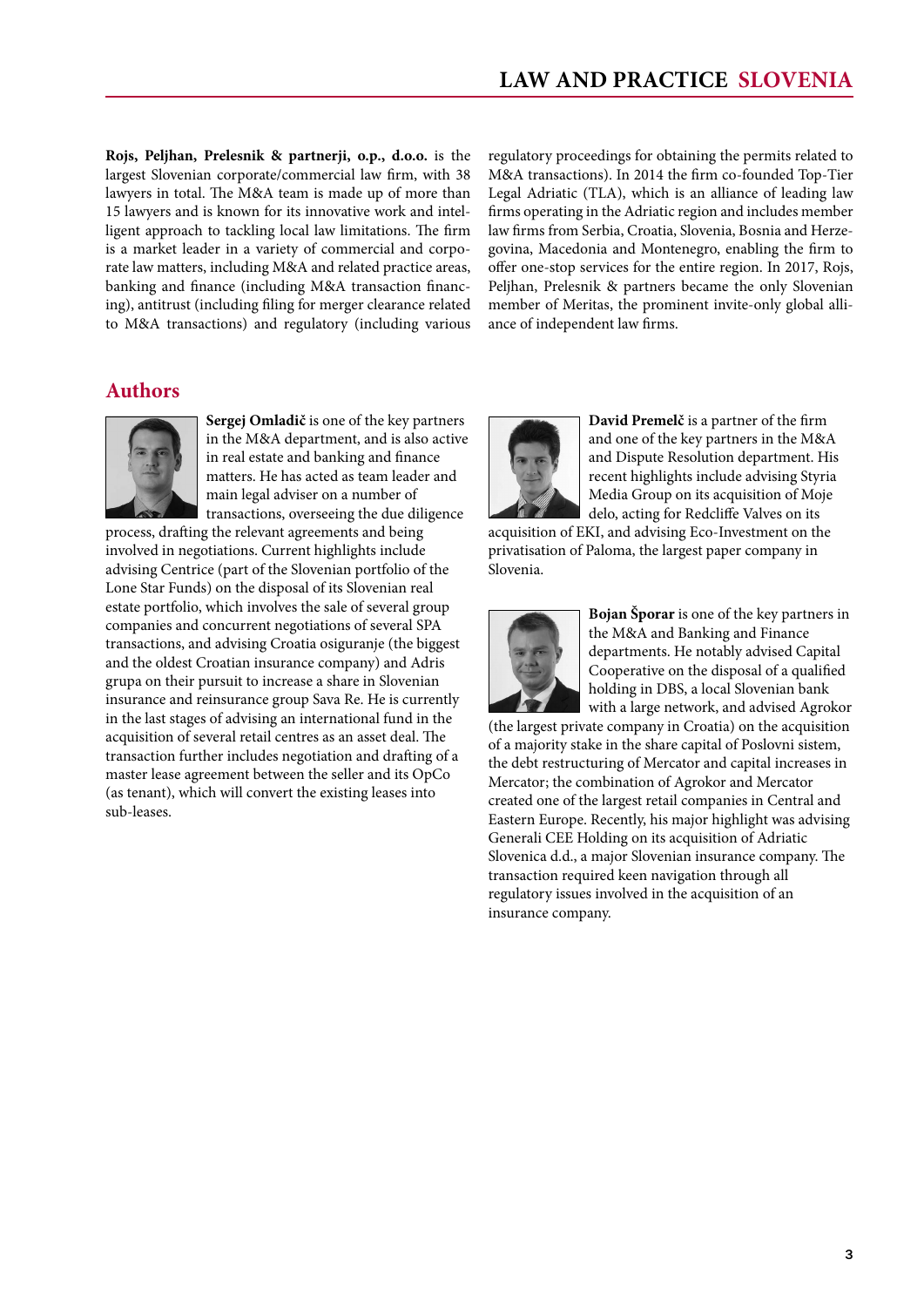**Rojs, Peljhan, Prelesnik & partnerji, o.p., d.o.o.** is the largest Slovenian corporate/commercial law firm, with 38 lawyers in total. The M&A team is made up of more than 15 lawyers and is known for its innovative work and intelligent approach to tackling local law limitations. The firm is a market leader in a variety of commercial and corporate law matters, including M&A and related practice areas, banking and finance (including M&A transaction financing), antitrust (including filing for merger clearance related to M&A transactions) and regulatory (including various regulatory proceedings for obtaining the permits related to M&A transactions). In 2014 the firm co-founded Top-Tier Legal Adriatic (TLA), which is an alliance of leading law firms operating in the Adriatic region and includes member law firms from Serbia, Croatia, Slovenia, Bosnia and Herzegovina, Macedonia and Montenegro, enabling the firm to offer one-stop services for the entire region. In 2017, Rojs, Peljhan, Prelesnik & partners became the only Slovenian member of Meritas, the prominent invite-only global alliance of independent law firms.

## Authors

**Sergej Omladič** is one of the key partners in the M&A department, and is also active in real estate and banking and finance matters. He has acted as team leader and main legal adviser on a number of transactions, overseeing the due diligence process, drafting the relevant agreements and being involved in negotiations. Current highlights include advising Centrice (part of the Slovenian portfolio of the Lone Star Funds) on the disposal of its Slovenian real estate portfolio, which involves the sale of several group companies and concurrent negotiations of several SPA transactions, and advising Croatia osiguranje (the biggest and the oldest Croatian insurance company) and Adris grupa on their pursuit to increase a share in Slovenian insurance and reinsurance group Sava Re. He is currently in the last stages of advising an international fund in the acquisition of several retail centres as an asset deal. The transaction further includes negotiation and drafting of a master lease agreement between the seller and its OpCo (as tenant), which will convert the existing leases into sub-leases.

**David Premelč** is a partner of the firm and one of the key partners in the M&A and Dispute Resolution department. His recent highlights include advising Styria Media Group on its acquisition of Moje delo, acting for Redcliffe Valves on its acquisition of EKI, and advising Eco-Investment on the privatisation of Paloma, the largest paper company in Slovenia.

**Bojan Šporar** is one of the key partners in the M&A and Banking and Finance departments. He notably advised Capital Cooperative on the disposal of a qualified holding in DBS, a local Slovenian bank with a large network, and advised Agrokor (the largest private company in Croatia) on the acquisition of a majority stake in the share capital of Poslovni sistem, the debt restructuring of Mercator and capital increases in Mercator; the combination of Agrokor and Mercator created one of the largest retail companies in Central and Eastern Europe. Recently, his major highlight was advising Generali CEE Holding on its acquisition of Adriatic Slovenica d.d., a major Slovenian insurance company. The transaction required keen navigation through all regulatory issues involved in the acquisition of an insurance company.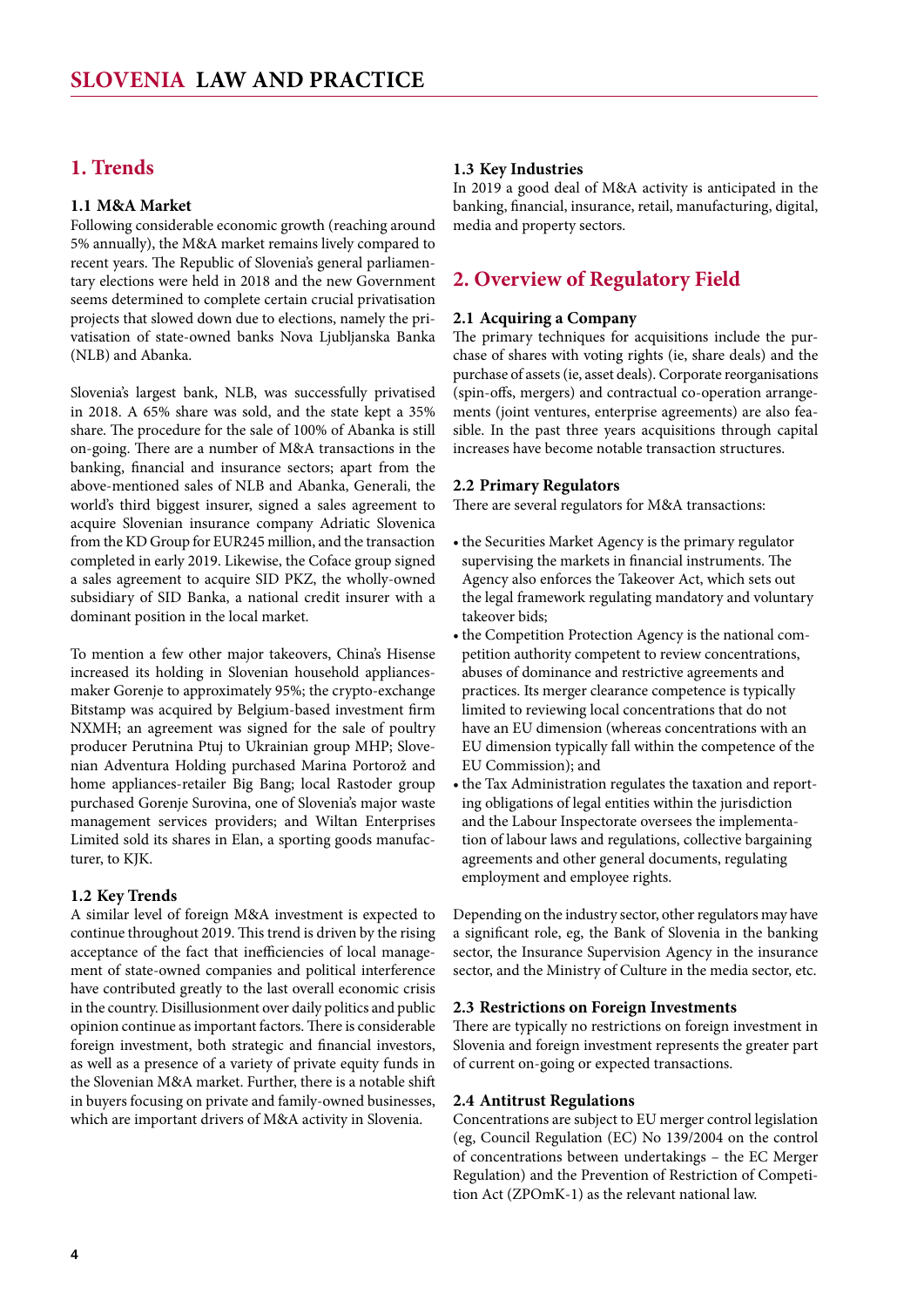# 1. Trends

### 1.1 M&A Market

Following considerable economic growth (reaching around 5% annually), the M&A market remains lively compared to recent years. The Republic of Slovenia's general parliamentary elections were held in 2018 and the new Government seems determined to complete certain crucial privatisation projects that slowed down due to elections, namely the privatisation of state-owned banks Nova Ljubljanska Banka (NLB) and Abanka.

Slovenia's largest bank, NLB, was successfully privatised in 2018. A 65% share was sold, and the state kept a 35% share. The procedure for the sale of 100% of Abanka is still on-going. There are a number of M&A transactions in the banking, financial and insurance sectors; apart from the above-mentioned sales of NLB and Abanka, Generali, the world's third biggest insurer, signed a sales agreement to acquire Slovenian insurance company Adriatic Slovenica from the KD Group for EUR245 million, and the transaction completed in early 2019. Likewise, the Coface group signed a sales agreement to acquire SID PKZ, the wholly-owned subsidiary of SID Banka, a national credit insurer with a dominant position in the local market.

To mention a few other major takeovers, China's Hisense increased its holding in Slovenian household appliances-maker Gorenje to approximately 95%; the crypto-exchange Bitstamp was acquired by Belgium-based investment firm NXMH; an agreement was signed for the sale of poultry producer Perutnina Ptuj to Ukrainian group MHP; Slovenian Adventura Holding purchased Marina Portorož and home appliances-retailer Big Bang; local Rastoder group purchased Gorenje Surovina, one of Slovenia's major waste management services providers; and Wiltan Enterprises Limited sold its shares in Elan, a sporting goods manufacturer, to KJK.

### 1.2 Key Trends

A similar level of foreign M&A investment is expected to continue throughout 2019. This trend is driven by the rising acceptance of the fact that inefficiencies of local management of state-owned companies and political interference have contributed greatly to the last overall economic crisis in the country. Disillusionment over daily politics and public opinion continue as important factors. There is considerable foreign investment, both strategic and financial investors, as well as a presence of a variety of private equity funds in the Slovenian M&A market. Further, there is a notable shift in buyers focusing on private and family-owned businesses, which are important drivers of M&A activity in Slovenia.

### 1.3 Key Industries

In 2019 a good deal of M&A activity is anticipated in the banking, financial, insurance, retail, manufacturing, digital, media and property sectors.

# 2. Overview of Regulatory Field

### 2.1 Acquiring a Company

The primary techniques for acquisitions include the purchase of shares with voting rights (ie, share deals) and the purchase of assets (ie, asset deals). Corporate reorganisations (spin-offs, mergers) and contractual co-operation arrangements (joint ventures, enterprise agreements) are also feasible. In the past three years acquisitions through capital increases have become notable transaction structures.

### 2.2 Primary Regulators

There are several regulators for M&A transactions:

- the Securities Market Agency is the primary regulator supervising the markets in financial instruments. The Agency also enforces the Takeover Act, which sets out the legal framework regulating mandatory and voluntary takeover bids;
- the Competition Protection Agency is the national competition authority competent to review concentrations, abuses of dominance and restrictive agreements and practices. Its merger clearance competence is typically limited to reviewing local concentrations that do not have an EU dimension (whereas concentrations with an EU dimension typically fall within the competence of the EU Commission); and
- the Tax Administration regulates the taxation and reporting obligations of legal entities within the jurisdiction and the Labour Inspectorate oversees the implementation of labour laws and regulations, collective bargaining agreements and other general documents, regulating employment and employee rights.

Depending on the industry sector, other regulators may have a significant role, eg, the Bank of Slovenia in the banking sector, the Insurance Supervision Agency in the insurance sector, and the Ministry of Culture in the media sector, etc.

### 2.3 Restrictions on Foreign Investments

There are typically no restrictions on foreign investment in Slovenia and foreign investment represents the greater part of current on-going or expected transactions.

### 2.4 Antitrust Regulations

Concentrations are subject to EU merger control legislation (eg, Council Regulation (EC) No 139/2004 on the control of concentrations between undertakings – the EC Merger Regulation) and the Prevention of Restriction of Competition Act (ZPOmK-1) as the relevant national law.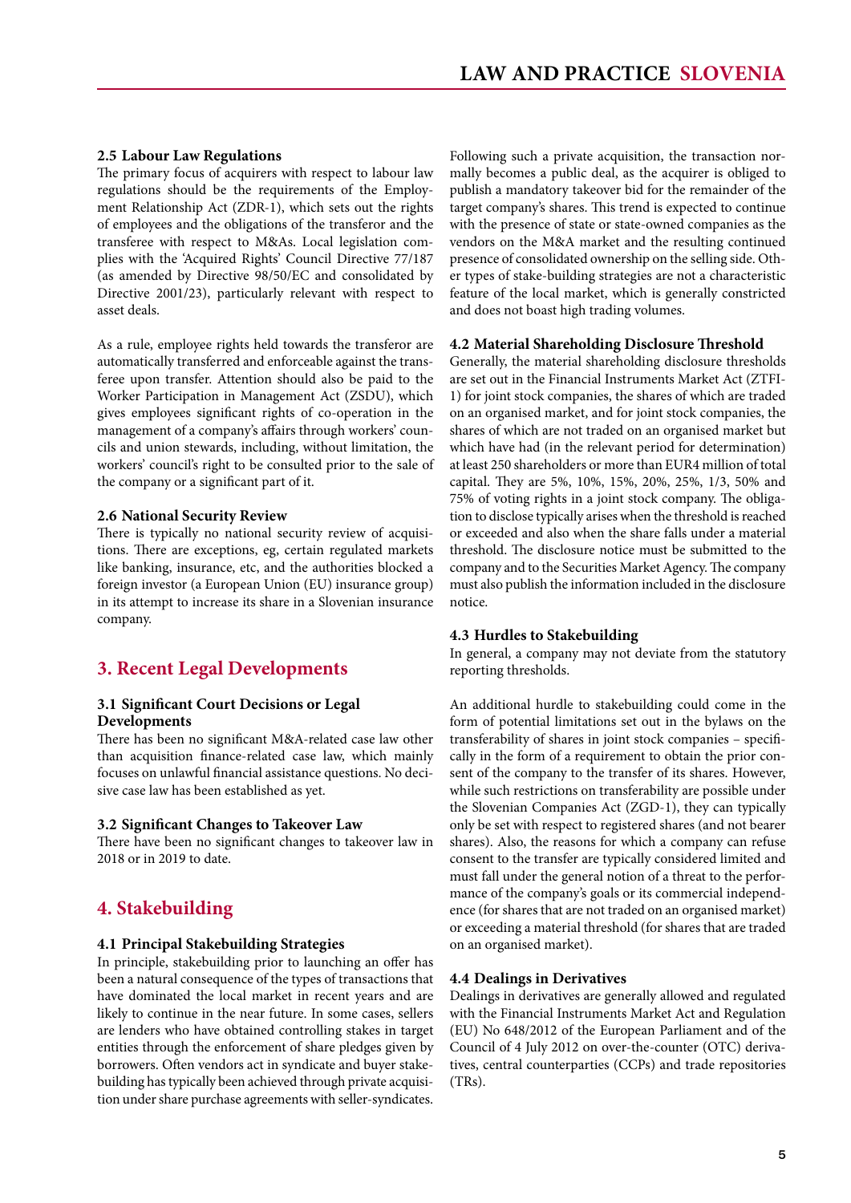### 2.5 Labour Law Regulations

The primary focus of acquirers with respect to labour law regulations should be the requirements of the Employment Relationship Act (ZDR-1), which sets out the rights of employees and the obligations of the transferor and the transferee with respect to M&As. Local legislation complies with the 'Acquired Rights' Council Directive 77/187 (as amended by Directive 98/50/EC and consolidated by Directive 2001/23), particularly relevant with respect to asset deals.

As a rule, employee rights held towards the transferor are automatically transferred and enforceable against the transferee upon transfer. Attention should also be paid to the Worker Participation in Management Act (ZSDU), which gives employees significant rights of co-operation in the management of a company's affairs through workers' councils and union stewards, including, without limitation, the workers' council's right to be consulted prior to the sale of the company or a significant part of it.

### 2.6 National Security Review

There is typically no national security review of acquisitions. There are exceptions, eg, certain regulated markets like banking, insurance, etc, and the authorities blocked a foreign investor (a European Union (EU) insurance group) in its attempt to increase its share in a Slovenian insurance company.

## 3. Recent Legal Developments

### 3.1 Significant Court Decisions or Legal Developments

There has been no significant M&A-related case law other than acquisition finance-related case law, which mainly focuses on unlawful financial assistance questions. No decisive case law has been established as yet.

### 3.2 Significant Changes to Takeover Law

There have been no significant changes to takeover law in 2018 or in 2019 to date.

## 4. Stakebuilding

### 4.1 Principal Stakebuilding Strategies

In principle, stakebuilding prior to launching an offer has been a natural consequence of the types of transactions that have dominated the local market in recent years and are likely to continue in the near future. In some cases, sellers are lenders who have obtained controlling stakes in target entities through the enforcement of share pledges given by borrowers. Often vendors act in syndicate and buyer stakebuilding has typically been achieved through private acquisition under share purchase agreements with seller-syndicates.

Following such a private acquisition, the transaction normally becomes a public deal, as the acquirer is obliged to publish a mandatory takeover bid for the remainder of the target company's shares. This trend is expected to continue with the presence of state or state-owned companies as the vendors on the M&A market and the resulting continued presence of consolidated ownership on the selling side. Other types of stake-building strategies are not a characteristic feature of the local market, which is generally constricted and does not boast high trading volumes.

### 4.2 Material Shareholding Disclosure Threshold

Generally, the material shareholding disclosure thresholds are set out in the Financial Instruments Market Act (ZTFI-1) for joint stock companies, the shares of which are traded on an organised market, and for joint stock companies, the shares of which are not traded on an organised market but which have had (in the relevant period for determination) at least 250 shareholders or more than EUR4 million of total capital. They are 5%, 10%, 15%, 20%, 25%, 1/3, 50% and 75% of voting rights in a joint stock company. The obligation to disclose typically arises when the threshold is reached or exceeded and also when the share falls under a material threshold. The disclosure notice must be submitted to the company and to the Securities Market Agency. The company must also publish the information included in the disclosure notice.

### 4.3 Hurdles to Stakebuilding

In general, a company may not deviate from the statutory reporting thresholds.

An additional hurdle to stakebuilding could come in the form of potential limitations set out in the bylaws on the transferability of shares in joint stock companies – specifically in the form of a requirement to obtain the prior consent of the company to the transfer of its shares. However, while such restrictions on transferability are possible under the Slovenian Companies Act (ZGD-1), they can typically only be set with respect to registered shares (and not bearer shares). Also, the reasons for which a company can refuse consent to the transfer are typically considered limited and must fall under the general notion of a threat to the performance of the company's goals or its commercial independence (for shares that are not traded on an organised market) or exceeding a material threshold (for shares that are traded on an organised market).

### 4.4 Dealings in Derivatives

Dealings in derivatives are generally allowed and regulated with the Financial Instruments Market Act and Regulation (EU) No 648/2012 of the European Parliament and of the Council of 4 July 2012 on over-the-counter (OTC) derivatives, central counterparties (CCPs) and trade repositories (TRs).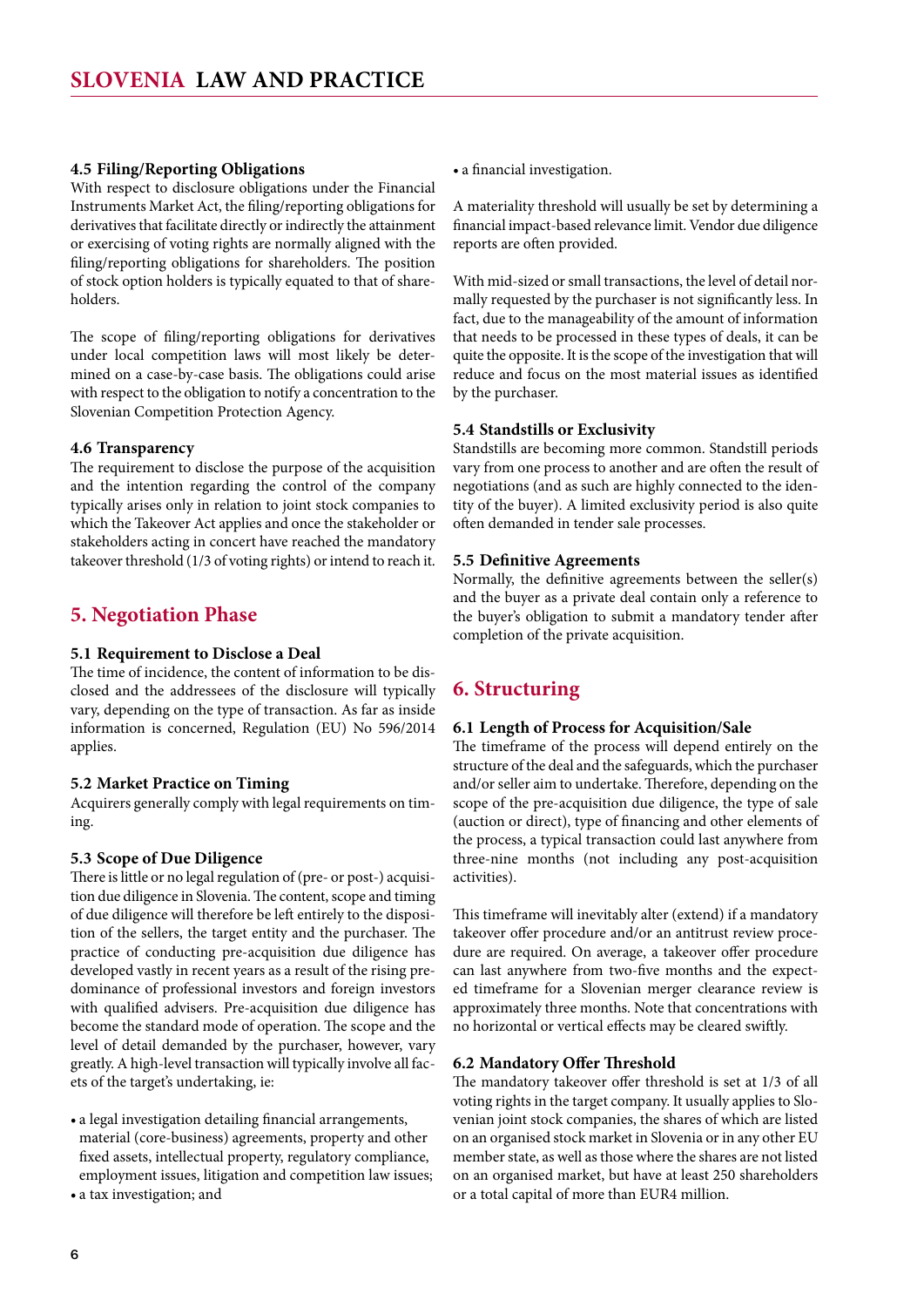### 4.5 Filing/Reporting Obligations

With respect to disclosure obligations under the Financial Instruments Market Act, the filing/reporting obligations for derivatives that facilitate directly or indirectly the attainment or exercising of voting rights are normally aligned with the filing/reporting obligations for shareholders. The position of stock option holders is typically equated to that of shareholders.

The scope of filing/reporting obligations for derivatives under local competition laws will most likely be determined on a case-by-case basis. The obligations could arise with respect to the obligation to notify a concentration to the Slovenian Competition Protection Agency.

### 4.6 Transparency

The requirement to disclose the purpose of the acquisition and the intention regarding the control of the company typically arises only in relation to joint stock companies to which the Takeover Act applies and once the stakeholder or stakeholders acting in concert have reached the mandatory takeover threshold (1/3 of voting rights) or intend to reach it.

## 5. Negotiation Phase

### 5.1 Requirement to Disclose a Deal

The time of incidence, the content of information to be disclosed and the addressees of the disclosure will typically vary, depending on the type of transaction. As far as inside information is concerned, Regulation (EU) No 596/2014 applies.

### 5.2 Market Practice on Timing

Acquirers generally comply with legal requirements on timing.

### 5.3 Scope of Due Diligence

There is little or no legal regulation of (pre- or post-) acquisition due diligence in Slovenia. The content, scope and timing of due diligence will therefore be left entirely to the disposition of the sellers, the target entity and the purchaser. The practice of conducting pre-acquisition due diligence has developed vastly in recent years as a result of the rising predominance of professional investors and foreign investors with qualified advisers. Pre-acquisition due diligence has become the standard mode of operation. The scope and the level of detail demanded by the purchaser, however, vary greatly. A high-level transaction will typically involve all facets of the target's undertaking, ie:

- a legal investigation detailing financial arrangements, material (core-business) agreements, property and other fixed assets, intellectual property, regulatory compliance, employment issues, litigation and competition law issues;
- a tax investigation; and
- a financial investigation.

A materiality threshold will usually be set by determining a financial impact-based relevance limit. Vendor due diligence reports are often provided.

With mid-sized or small transactions, the level of detail normally requested by the purchaser is not significantly less. In fact, due to the manageability of the amount of information that needs to be processed in these types of deals, it can be quite the opposite. It is the scope of the investigation that will reduce and focus on the most material issues as identified by the purchaser.

### 5.4 Standstills or Exclusivity

Standstills are becoming more common. Standstill periods vary from one process to another and are often the result of negotiations (and as such are highly connected to the identity of the buyer). A limited exclusivity period is also quite often demanded in tender sale processes.

### 5.5 Definitive Agreements

Normally, the definitive agreements between the seller(s) and the buyer as a private deal contain only a reference to the buyer's obligation to submit a mandatory tender after completion of the private acquisition.

## 6. Structuring

### 6.1 Length of Process for Acquisition/Sale

The timeframe of the process will depend entirely on the structure of the deal and the safeguards, which the purchaser and/or seller aim to undertake. Therefore, depending on the scope of the pre-acquisition due diligence, the type of sale (auction or direct), type of financing and other elements of the process, a typical transaction could last anywhere from three-nine months (not including any post-acquisition activities).

This timeframe will inevitably alter (extend) if a mandatory takeover offer procedure and/or an antitrust review procedure are required. On average, a takeover offer procedure can last anywhere from two-five months and the expected timeframe for a Slovenian merger clearance review is approximately three months. Note that concentrations with no horizontal or vertical effects may be cleared swiftly.

### 6.2 Mandatory Offer Threshold

The mandatory takeover offer threshold is set at 1/3 of all voting rights in the target company. It usually applies to Slovenian joint stock companies, the shares of which are listed on an organised stock market in Slovenia or in any other EU member state, as well as those where the shares are not listed on an organised market, but have at least 250 shareholders or a total capital of more than EUR4 million.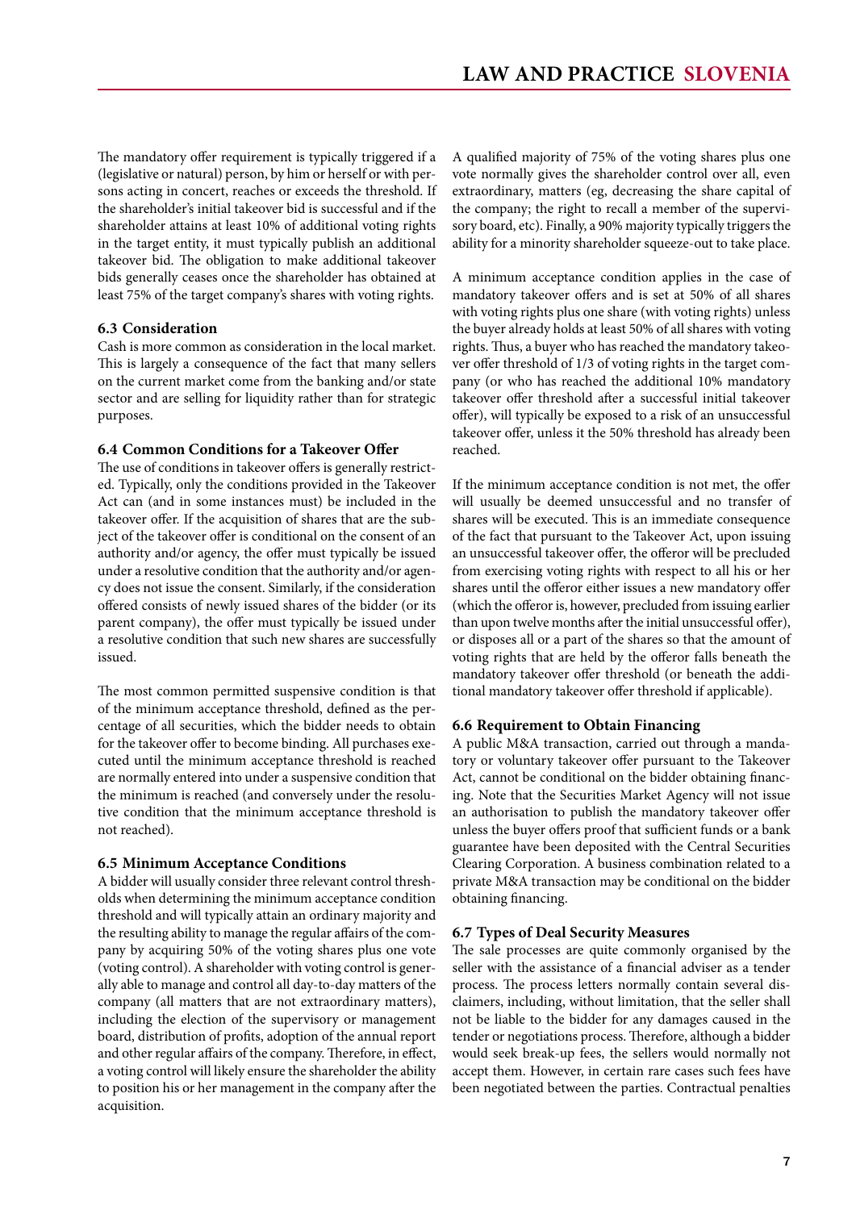The mandatory offer requirement is typically triggered if a (legislative or natural) person, by him or herself or with persons acting in concert, reaches or exceeds the threshold. If the shareholder's initial takeover bid is successful and if the shareholder attains at least 10% of additional voting rights in the target entity, it must typically publish an additional takeover bid. The obligation to make additional takeover bids generally ceases once the shareholder has obtained at least 75% of the target company's shares with voting rights.

### 6.3 Consideration

Cash is more common as consideration in the local market. This is largely a consequence of the fact that many sellers on the current market come from the banking and/or state sector and are selling for liquidity rather than for strategic purposes.

### 6.4 Common Conditions for a Takeover Offer

The use of conditions in takeover offers is generally restricted. Typically, only the conditions provided in the Takeover Act can (and in some instances must) be included in the takeover offer. If the acquisition of shares that are the subject of the takeover offer is conditional on the consent of an authority and/or agency, the offer must typically be issued under a resolutive condition that the authority and/or agency does not issue the consent. Similarly, if the consideration offered consists of newly issued shares of the bidder (or its parent company), the offer must typically be issued under a resolutive condition that such new shares are successfully issued.

The most common permitted suspensive condition is that of the minimum acceptance threshold, defined as the percentage of all securities, which the bidder needs to obtain for the takeover offer to become binding. All purchases executed until the minimum acceptance threshold is reached are normally entered into under a suspensive condition that the minimum is reached (and conversely under the resolutive condition that the minimum acceptance threshold is not reached).

### 6.5 Minimum Acceptance Conditions

A bidder will usually consider three relevant control thresholds when determining the minimum acceptance condition threshold and will typically attain an ordinary majority and the resulting ability to manage the regular affairs of the company by acquiring 50% of the voting shares plus one vote (voting control). A shareholder with voting control is generally able to manage and control all day-to-day matters of the company (all matters that are not extraordinary matters), including the election of the supervisory or management board, distribution of profits, adoption of the annual report and other regular affairs of the company. Therefore, in effect, a voting control will likely ensure the shareholder the ability to position his or her management in the company after the acquisition.

A qualified majority of 75% of the voting shares plus one vote normally gives the shareholder control over all, even extraordinary, matters (eg, decreasing the share capital of the company; the right to recall a member of the supervisory board, etc). Finally, a 90% majority typically triggers the ability for a minority shareholder squeeze-out to take place.

A minimum acceptance condition applies in the case of mandatory takeover offers and is set at 50% of all shares with voting rights plus one share (with voting rights) unless the buyer already holds at least 50% of all shares with voting rights. Thus, a buyer who has reached the mandatory takeover offer threshold of 1/3 of voting rights in the target company (or who has reached the additional 10% mandatory takeover offer threshold after a successful initial takeover offer), will typically be exposed to a risk of an unsuccessful takeover offer, unless it the 50% threshold has already been reached.

If the minimum acceptance condition is not met, the offer will usually be deemed unsuccessful and no transfer of shares will be executed. This is an immediate consequence of the fact that pursuant to the Takeover Act, upon issuing an unsuccessful takeover offer, the offeror will be precluded from exercising voting rights with respect to all his or her shares until the offeror either issues a new mandatory offer (which the offeror is, however, precluded from issuing earlier than upon twelve months after the initial unsuccessful offer), or disposes all or a part of the shares so that the amount of voting rights that are held by the offeror falls beneath the mandatory takeover offer threshold (or beneath the additional mandatory takeover offer threshold if applicable).

### 6.6 Requirement to Obtain Financing

A public M&A transaction, carried out through a mandatory or voluntary takeover offer pursuant to the Takeover Act, cannot be conditional on the bidder obtaining financing. Note that the Securities Market Agency will not issue an authorisation to publish the mandatory takeover offer unless the buyer offers proof that sufficient funds or a bank guarantee have been deposited with the Central Securities Clearing Corporation. A business combination related to a private M&A transaction may be conditional on the bidder obtaining financing.

### 6.7 Types of Deal Security Measures

The sale processes are quite commonly organised by the seller with the assistance of a financial adviser as a tender process. The process letters normally contain several disclaimers, including, without limitation, that the seller shall not be liable to the bidder for any damages caused in the tender or negotiations process. Therefore, although a bidder would seek break-up fees, the sellers would normally not accept them. However, in certain rare cases such fees have been negotiated between the parties. Contractual penalties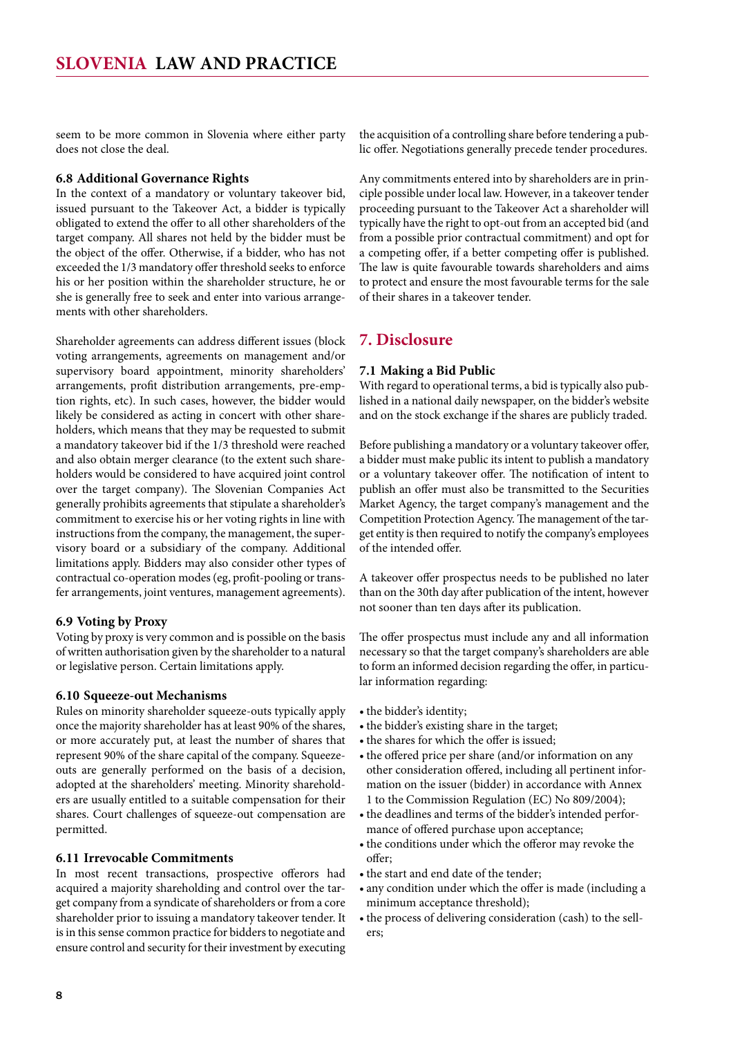seem to be more common in Slovenia where either party does not close the deal.

### 6.8 Additional Governance Rights

In the context of a mandatory or voluntary takeover bid, issued pursuant to the Takeover Act, a bidder is typically obligated to extend the offer to all other shareholders of the target company. All shares not held by the bidder must be the object of the offer. Otherwise, if a bidder, who has not exceeded the 1/3 mandatory offer threshold seeks to enforce his or her position within the shareholder structure, he or she is generally free to seek and enter into various arrangements with other shareholders.

Shareholder agreements can address different issues (block voting arrangements, agreements on management and/or supervisory board appointment, minority shareholders' arrangements, profit distribution arrangements, pre-emption rights, etc). In such cases, however, the bidder would likely be considered as acting in concert with other shareholders, which means that they may be requested to submit a mandatory takeover bid if the 1/3 threshold were reached and also obtain merger clearance (to the extent such shareholders would be considered to have acquired joint control over the target company). The Slovenian Companies Act generally prohibits agreements that stipulate a shareholder's commitment to exercise his or her voting rights in line with instructions from the company, the management, the supervisory board or a subsidiary of the company. Additional limitations apply. Bidders may also consider other types of contractual co-operation modes (eg, profit-pooling or transfer arrangements, joint ventures, management agreements).

### 6.9 Voting by Proxy

Voting by proxy is very common and is possible on the basis of written authorisation given by the shareholder to a natural or legislative person. Certain limitations apply.

### 6.10 Squeeze-out Mechanisms

Rules on minority shareholder squeeze-outs typically apply once the majority shareholder has at least 90% of the shares, or more accurately put, at least the number of shares that represent 90% of the share capital of the company. Squeeze-outs are generally performed on the basis of a decision, adopted at the shareholders' meeting. Minority shareholders are usually entitled to a suitable compensation for their shares. Court challenges of squeeze-out compensation are permitted.

### 6.11 Irrevocable Commitments

In most recent transactions, prospective offerors had acquired a majority shareholding and control over the target company from a syndicate of shareholders or from a core shareholder prior to issuing a mandatory takeover tender. It is in this sense common practice for bidders to negotiate and ensure control and security for their investment by executing the acquisition of a controlling share before tendering a public offer. Negotiations generally precede tender procedures.

Any commitments entered into by shareholders are in principle possible under local law. However, in a takeover tender proceeding pursuant to the Takeover Act a shareholder will typically have the right to opt-out from an accepted bid (and from a possible prior contractual commitment) and opt for a competing offer, if a better competing offer is published. The law is quite favourable towards shareholders and aims to protect and ensure the most favourable terms for the sale of their shares in a takeover tender.

## 7. Disclosure

### 7.1 Making a Bid Public

With regard to operational terms, a bid is typically also published in a national daily newspaper, on the bidder's website and on the stock exchange if the shares are publicly traded.

Before publishing a mandatory or a voluntary takeover offer, a bidder must make public its intent to publish a mandatory or a voluntary takeover offer. The notification of intent to publish an offer must also be transmitted to the Securities Market Agency, the target company's management and the Competition Protection Agency. The management of the target entity is then required to notify the company's employees of the intended offer.

A takeover offer prospectus needs to be published no later than on the 30th day after publication of the intent, however not sooner than ten days after its publication.

The offer prospectus must include any and all information necessary so that the target company's shareholders are able to form an informed decision regarding the offer, in particular information regarding:

- the bidder's identity;
- the bidder's existing share in the target;
- the shares for which the offer is issued;
- the offered price per share (and/or information on any other consideration offered, including all pertinent information on the issuer (bidder) in accordance with Annex 1 to the Commission Regulation (EC) No 809/2004);
- the deadlines and terms of the bidder's intended performance of offered purchase upon acceptance;
- the conditions under which the offeror may revoke the offer;
- the start and end date of the tender;
- any condition under which the offer is made (including a minimum acceptance threshold);
- the process of delivering consideration (cash) to the sellers;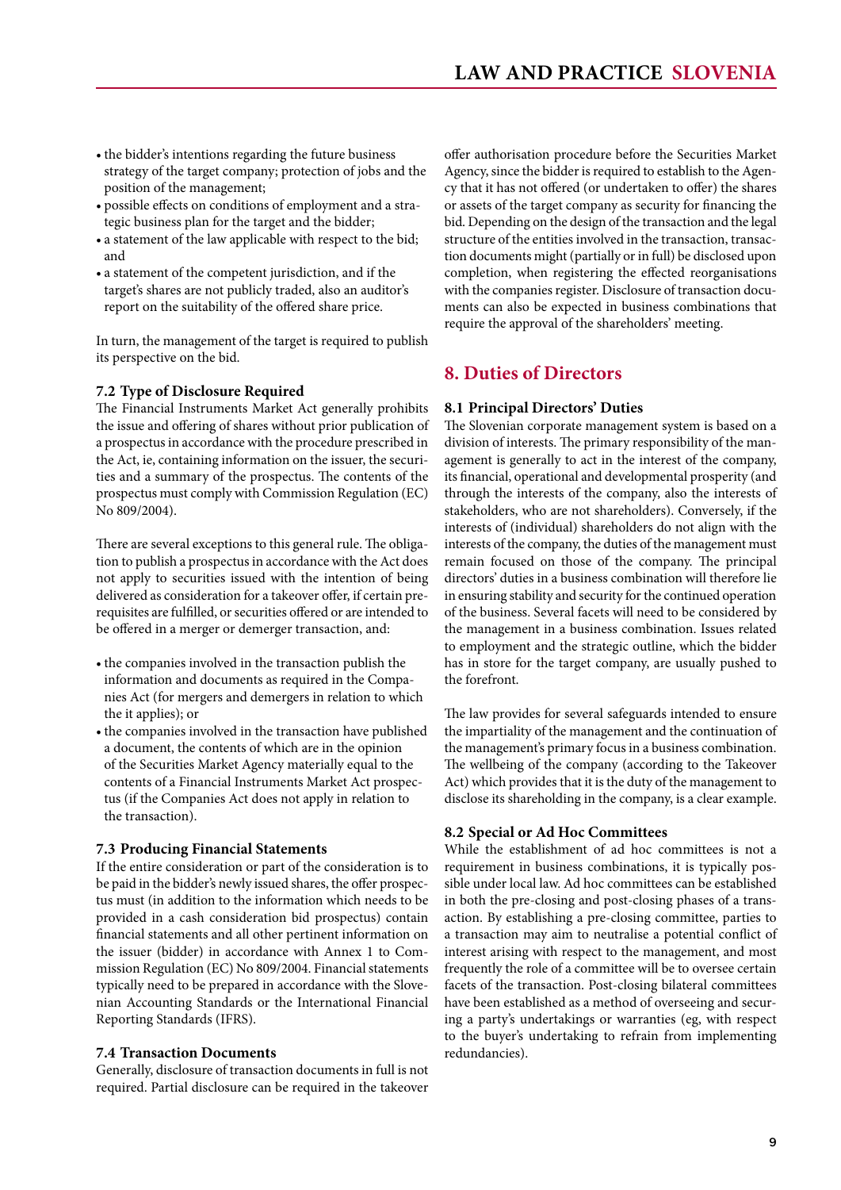- the bidder's intentions regarding the future business strategy of the target company; protection of jobs and the position of the management;
- possible effects on conditions of employment and a strategic business plan for the target and the bidder;
- a statement of the law applicable with respect to the bid; and
- a statement of the competent jurisdiction, and if the target's shares are not publicly traded, also an auditor's report on the suitability of the offered share price.

In turn, the management of the target is required to publish its perspective on the bid.

### 7.2 Type of Disclosure Required

The Financial Instruments Market Act generally prohibits the issue and offering of shares without prior publication of a prospectus in accordance with the procedure prescribed in the Act, ie, containing information on the issuer, the securities and a summary of the prospectus. The contents of the prospectus must comply with Commission Regulation (EC) No 809/2004).

There are several exceptions to this general rule. The obligation to publish a prospectus in accordance with the Act does not apply to securities issued with the intention of being delivered as consideration for a takeover offer, if certain prerequisites are fulfilled, or securities offered or are intended to be offered in a merger or demerger transaction, and:

- the companies involved in the transaction publish the information and documents as required in the Companies Act (for mergers and demergers in relation to which the it applies); or
- the companies involved in the transaction have published a document, the contents of which are in the opinion of the Securities Market Agency materially equal to the contents of a Financial Instruments Market Act prospectus (if the Companies Act does not apply in relation to the transaction).

### 7.3 Producing Financial Statements

If the entire consideration or part of the consideration is to be paid in the bidder's newly issued shares, the offer prospectus must (in addition to the information which needs to be provided in a cash consideration bid prospectus) contain financial statements and all other pertinent information on the issuer (bidder) in accordance with Annex 1 to Commission Regulation (EC) No 809/2004. Financial statements typically need to be prepared in accordance with the Slovenian Accounting Standards or the International Financial Reporting Standards (IFRS).

### 7.4 Transaction Documents

Generally, disclosure of transaction documents in full is not required. Partial disclosure can be required in the takeover offer authorisation procedure before the Securities Market Agency, since the bidder is required to establish to the Agency that it has not offered (or undertaken to offer) the shares or assets of the target company as security for financing the bid. Depending on the design of the transaction and the legal structure of the entities involved in the transaction, transaction documents might (partially or in full) be disclosed upon completion, when registering the effected reorganisations with the companies register. Disclosure of transaction documents can also be expected in business combinations that require the approval of the shareholders' meeting.

## 8. Duties of Directors

### 8.1 Principal Directors' Duties

The Slovenian corporate management system is based on a division of interests. The primary responsibility of the management is generally to act in the interest of the company, its financial, operational and developmental prosperity (and through the interests of the company, also the interests of stakeholders, who are not shareholders). Conversely, if the interests of (individual) shareholders do not align with the interests of the company, the duties of the management must remain focused on those of the company. The principal directors' duties in a business combination will therefore lie in ensuring stability and security for the continued operation of the business. Several facets will need to be considered by the management in a business combination. Issues related to employment and the strategic outline, which the bidder has in store for the target company, are usually pushed to the forefront.

The law provides for several safeguards intended to ensure the impartiality of the management and the continuation of the management's primary focus in a business combination. The wellbeing of the company (according to the Takeover Act) which provides that it is the duty of the management to disclose its shareholding in the company, is a clear example.

### 8.2 Special or Ad Hoc Committees

While the establishment of ad hoc committees is not a requirement in business combinations, it is typically possible under local law. Ad hoc committees can be established in both the pre-closing and post-closing phases of a transaction. By establishing a pre-closing committee, parties to a transaction may aim to neutralise a potential conflict of interest arising with respect to the management, and most frequently the role of a committee will be to oversee certain facets of the transaction. Post-closing bilateral committees have been established as a method of overseeing and securing a party's undertakings or warranties (eg, with respect to the buyer's undertaking to refrain from implementing redundancies).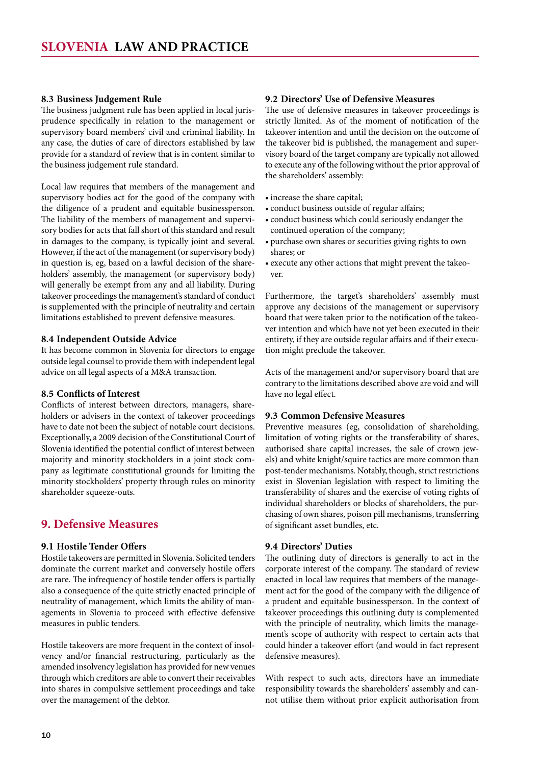### 8.3 Business Judgement Rule

The business judgment rule has been applied in local jurisprudence specifically in relation to the management or supervisory board members' civil and criminal liability. In any case, the duties of care of directors established by law provide for a standard of review that is in content similar to the business judgement rule standard.

Local law requires that members of the management and supervisory bodies act for the good of the company with the diligence of a prudent and equitable businessperson. The liability of the members of management and supervisory bodies for acts that fall short of this standard and result in damages to the company, is typically joint and several. However, if the act of the management (or supervisory body) in question is, eg, based on a lawful decision of the shareholders' assembly, the management (or supervisory body) will generally be exempt from any and all liability. During takeover proceedings the management's standard of conduct is supplemented with the principle of neutrality and certain limitations established to prevent defensive measures.

### 8.4 Independent Outside Advice

It has become common in Slovenia for directors to engage outside legal counsel to provide them with independent legal advice on all legal aspects of a M&A transaction.

### 8.5 Conflicts of Interest

Conflicts of interest between directors, managers, shareholders or advisers in the context of takeover proceedings have to date not been the subject of notable court decisions. Exceptionally, a 2009 decision of the Constitutional Court of Slovenia identified the potential conflict of interest between majority and minority stockholders in a joint stock company as legitimate constitutional grounds for limiting the minority stockholders' property through rules on minority shareholder squeeze-outs.

## 9. Defensive Measures

### 9.1 Hostile Tender Offers

Hostile takeovers are permitted in Slovenia. Solicited tenders dominate the current market and conversely hostile offers are rare. The infrequency of hostile tender offers is partially also a consequence of the quite strictly enacted principle of neutrality of management, which limits the ability of managements in Slovenia to proceed with effective defensive measures in public tenders.

Hostile takeovers are more frequent in the context of insolvency and/or financial restructuring, particularly as the amended insolvency legislation has provided for new venues through which creditors are able to convert their receivables into shares in compulsive settlement proceedings and take over the management of the debtor.

### 9.2 Directors' Use of Defensive Measures

The use of defensive measures in takeover proceedings is strictly limited. As of the moment of notification of the takeover intention and until the decision on the outcome of the takeover bid is published, the management and supervisory board of the target company are typically not allowed to execute any of the following without the prior approval of the shareholders' assembly:

- increase the share capital;
- conduct business outside of regular affairs;
- conduct business which could seriously endanger the continued operation of the company;
- purchase own shares or securities giving rights to own shares; or
- execute any other actions that might prevent the takeover.

Furthermore, the target's shareholders' assembly must approve any decisions of the management or supervisory board that were taken prior to the notification of the takeover intention and which have not yet been executed in their entirety, if they are outside regular affairs and if their execution might preclude the takeover.

Acts of the management and/or supervisory board that are contrary to the limitations described above are void and will have no legal effect.

### 9.3 Common Defensive Measures

Preventive measures (eg, consolidation of shareholding, limitation of voting rights or the transferability of shares, authorised share capital increases, the sale of crown jewels) and white knight/squire tactics are more common than post-tender mechanisms. Notably, though, strict restrictions exist in Slovenian legislation with respect to limiting the transferability of shares and the exercise of voting rights of individual shareholders or blocks of shareholders, the purchasing of own shares, poison pill mechanisms, transferring of significant asset bundles, etc.

### 9.4 Directors' Duties

The outlining duty of directors is generally to act in the corporate interest of the company. The standard of review enacted in local law requires that members of the management act for the good of the company with the diligence of a prudent and equitable businessperson. In the context of takeover proceedings this outlining duty is complemented with the principle of neutrality, which limits the management's scope of authority with respect to certain acts that could hinder a takeover effort (and would in fact represent defensive measures).

With respect to such acts, directors have an immediate responsibility towards the shareholders' assembly and cannot utilise them without prior explicit authorisation from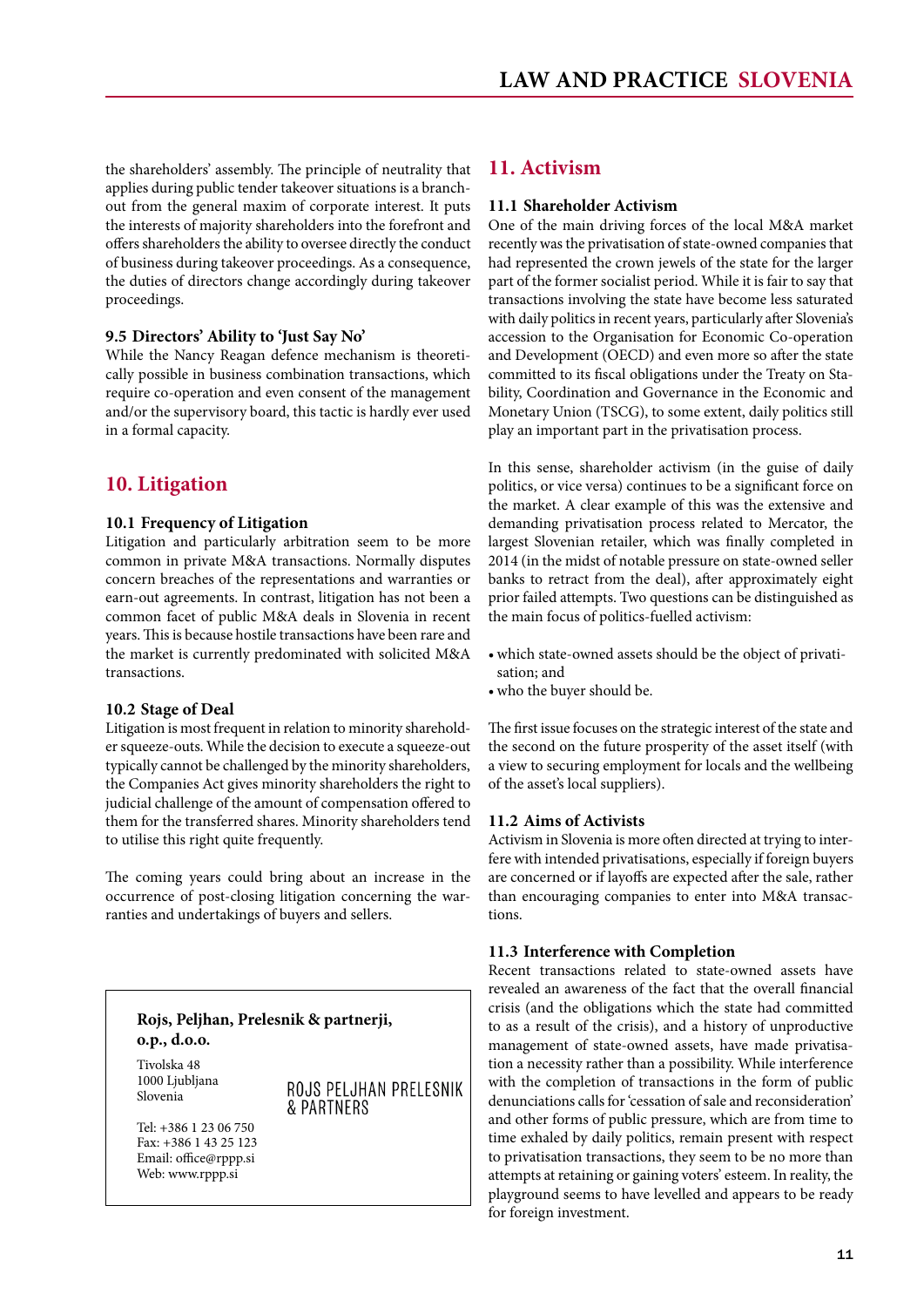the shareholders' assembly. The principle of neutrality that applies during public tender takeover situations is a branch-out from the general maxim of corporate interest. It puts the interests of majority shareholders into the forefront and offers shareholders the ability to oversee directly the conduct of business during takeover proceedings. As a consequence, the duties of directors change accordingly during takeover proceedings.

### 9.5 Directors' Ability to 'Just Say No'

While the Nancy Reagan defence mechanism is theoretically possible in business combination transactions, which require co-operation and even consent of the management and/or the supervisory board, this tactic is hardly ever used in a formal capacity.

## 10. Litigation

### 10.1 Frequency of Litigation

Litigation and particularly arbitration seem to be more common in private M&A transactions. Normally disputes concern breaches of the representations and warranties or earn-out agreements. In contrast, litigation has not been a common facet of public M&A deals in Slovenia in recent years. This is because hostile transactions have been rare and the market is currently predominated with solicited M&A transactions.

### 10.2 Stage of Deal

Litigation is most frequent in relation to minority shareholder squeeze-outs. While the decision to execute a squeeze-out typically cannot be challenged by the minority shareholders, the Companies Act gives minority shareholders the right to judicial challenge of the amount of compensation offered to them for the transferred shares. Minority shareholders tend to utilise this right quite frequently.

The coming years could bring about an increase in the occurrence of post-closing litigation concerning the warranties and undertakings of buyers and sellers.

**Rojs, Peljhan, Prelesnik & partnerji, o.p., d.o.o.**

Tivolska 48
1000 Ljubljana
Slovenia

Tel: +386 1 23 06 750
Fax: +386 1 43 25 123
Email: office@rppp.si
Web: www.rppp.si

ROJS PELJHAN PRELESNIK & PARTNERS

## 11. Activism

### 11.1 Shareholder Activism

One of the main driving forces of the local M&A market recently was the privatisation of state-owned companies that had represented the crown jewels of the state for the larger part of the former socialist period. While it is fair to say that transactions involving the state have become less saturated with daily politics in recent years, particularly after Slovenia's accession to the Organisation for Economic Co-operation and Development (OECD) and even more so after the state committed to its fiscal obligations under the Treaty on Stability, Coordination and Governance in the Economic and Monetary Union (TSCG), to some extent, daily politics still play an important part in the privatisation process.

In this sense, shareholder activism (in the guise of daily politics, or vice versa) continues to be a significant force on the market. A clear example of this was the extensive and demanding privatisation process related to Mercator, the largest Slovenian retailer, which was finally completed in 2014 (in the midst of notable pressure on state-owned seller banks to retract from the deal), after approximately eight prior failed attempts. Two questions can be distinguished as the main focus of politics-fuelled activism:

- which state-owned assets should be the object of privatisation; and
- who the buyer should be.

The first issue focuses on the strategic interest of the state and the second on the future prosperity of the asset itself (with a view to securing employment for locals and the wellbeing of the asset's local suppliers).

### 11.2 Aims of Activists

Activism in Slovenia is more often directed at trying to interfere with intended privatisations, especially if foreign buyers are concerned or if layoffs are expected after the sale, rather than encouraging companies to enter into M&A transactions.

### 11.3 Interference with Completion

Recent transactions related to state-owned assets have revealed an awareness of the fact that the overall financial crisis (and the obligations which the state had committed to as a result of the crisis), and a history of unproductive management of state-owned assets, have made privatisation a necessity rather than a possibility. While interference with the completion of transactions in the form of public denunciations calls for 'cessation of sale and reconsideration' and other forms of public pressure, which are from time to time exhaled by daily politics, remain present with respect to privatisation transactions, they seem to be no more than attempts at retaining or gaining voters' esteem. In reality, the playground seems to have levelled and appears to be ready for foreign investment.